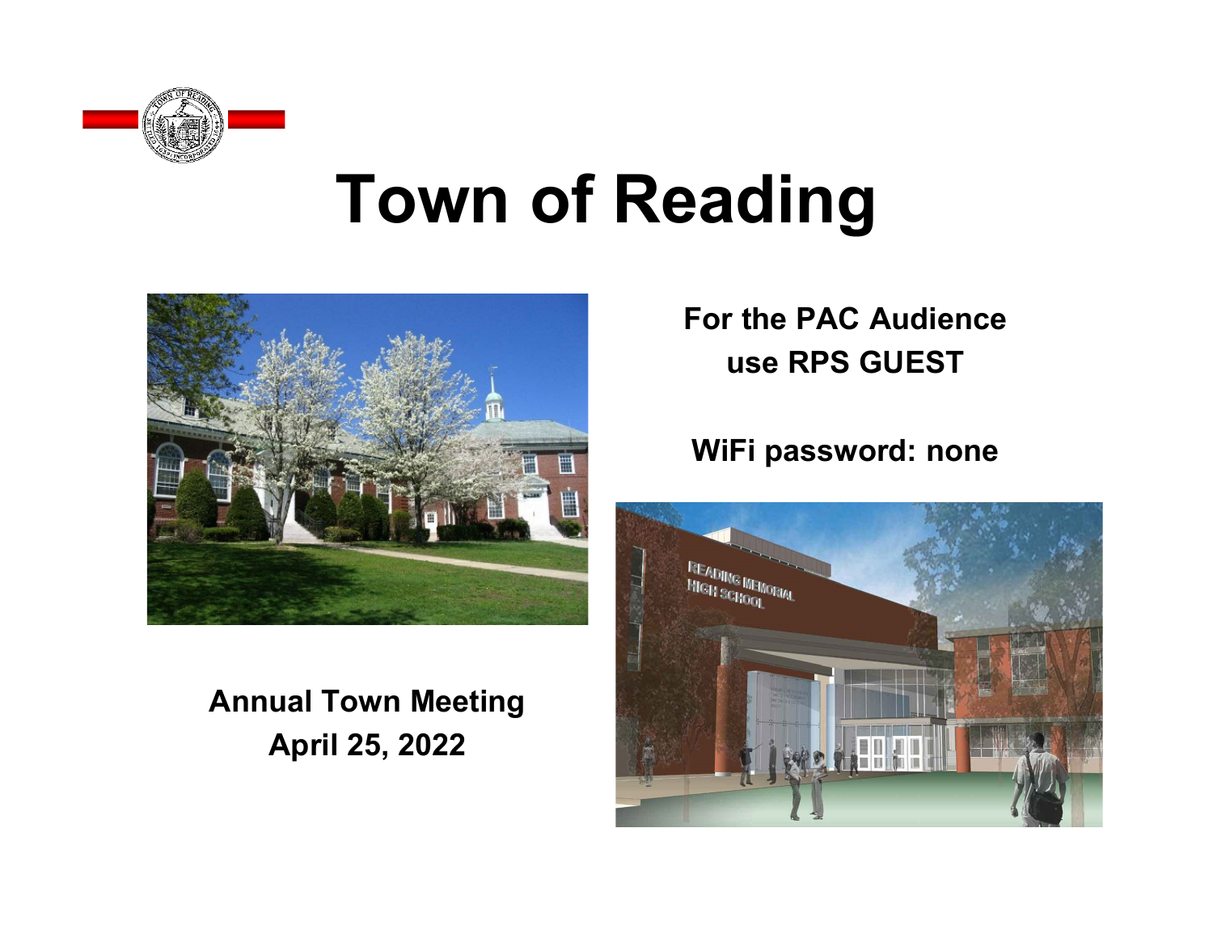# Town of Reading

**For the PAC Audience use RPS GUEST**

**WiFi password: none**

**Annual Town Meeting**
**April 25, 2022**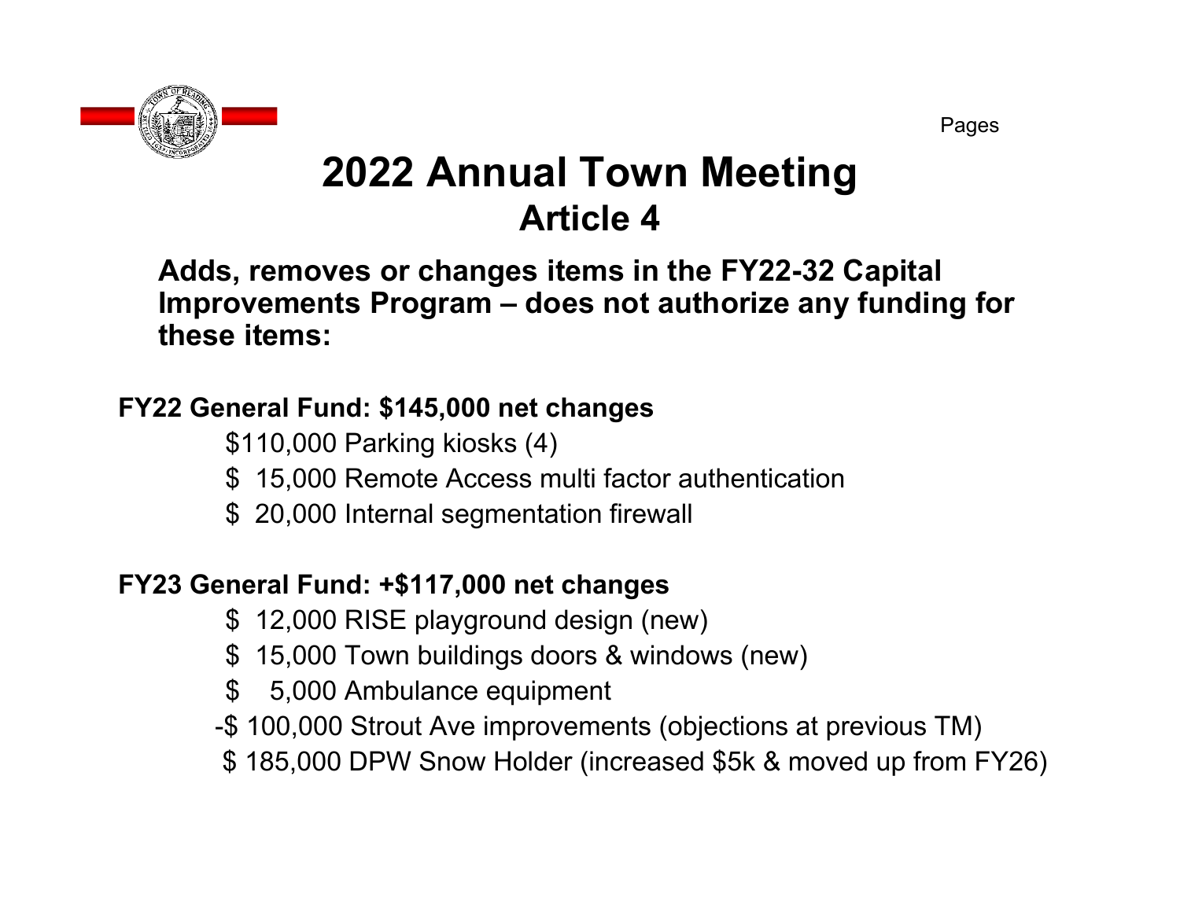Pages

# 2022 Annual Town Meeting

## Article 4

**Adds, removes or changes items in the FY22-32 Capital Improvements Program – does not authorize any funding for these items:**

**FY22 General Fund: $145,000 net changes**

- $110,000 Parking kiosks (4)
- $ 15,000 Remote Access multi factor authentication
- $ 20,000 Internal segmentation firewall

**FY23 General Fund: +$117,000 net changes**

- $ 12,000 RISE playground design (new)
- $ 15,000 Town buildings doors & windows (new)
- $ 5,000 Ambulance equipment
- -$ 100,000 Strout Ave improvements (objections at previous TM)
- $ 185,000 DPW Snow Holder (increased $5k & moved up from FY26)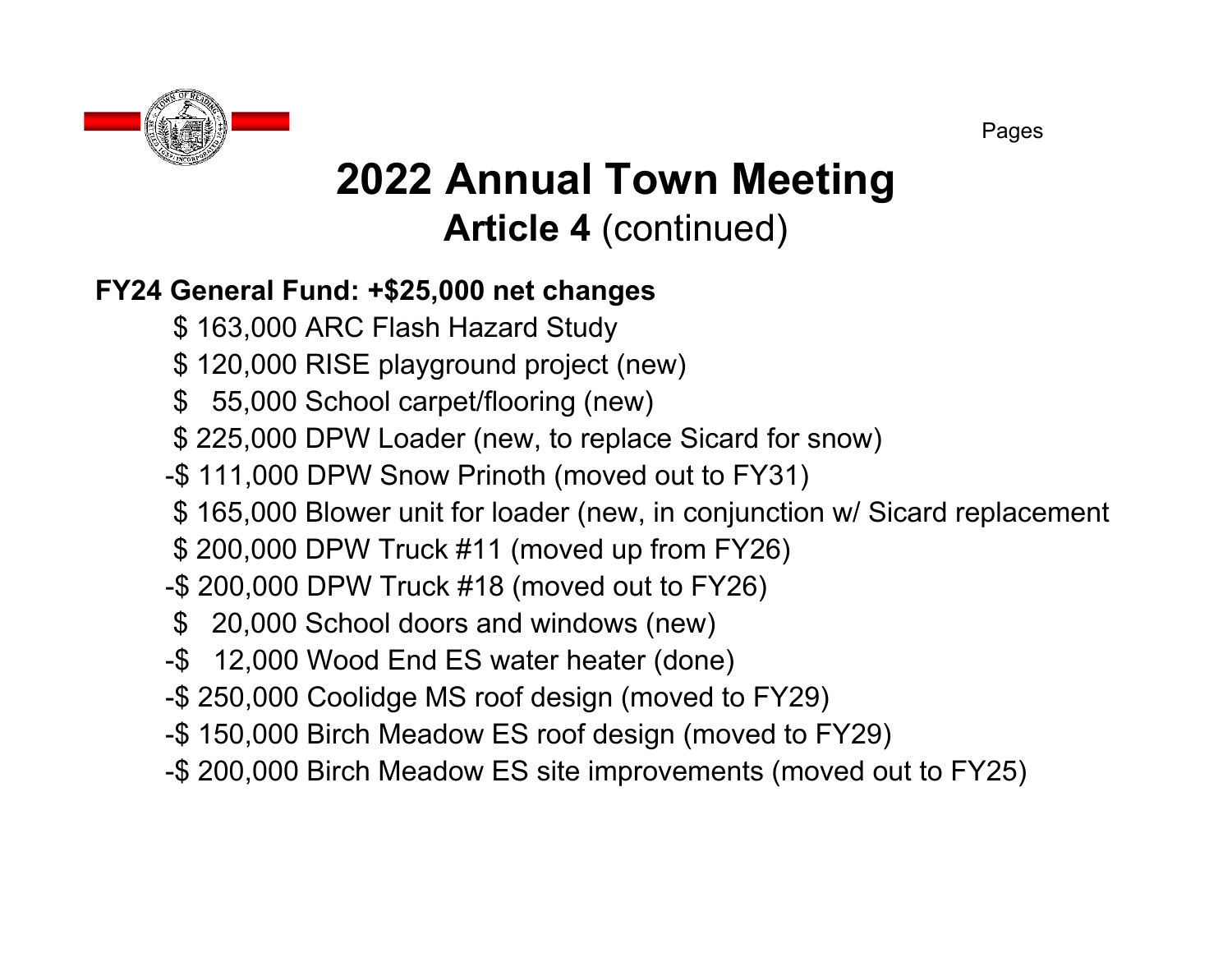# 2022 Annual Town Meeting

## Article 4 (continued)

**FY24 General Fund: +$25,000 net changes**

- $ 163,000 ARC Flash Hazard Study
- $ 120,000 RISE playground project (new)
- $ 55,000 School carpet/flooring (new)
- $ 225,000 DPW Loader (new, to replace Sicard for snow)
- -$ 111,000 DPW Snow Prinoth (moved out to FY31)
- $ 165,000 Blower unit for loader (new, in conjunction w/ Sicard replacement
- $ 200,000 DPW Truck #11 (moved up from FY26)
- -$ 200,000 DPW Truck #18 (moved out to FY26)
- $ 20,000 School doors and windows (new)
- -$ 12,000 Wood End ES water heater (done)
- -$ 250,000 Coolidge MS roof design (moved to FY29)
- -$ 150,000 Birch Meadow ES roof design (moved to FY29)
- -$ 200,000 Birch Meadow ES site improvements (moved out to FY25)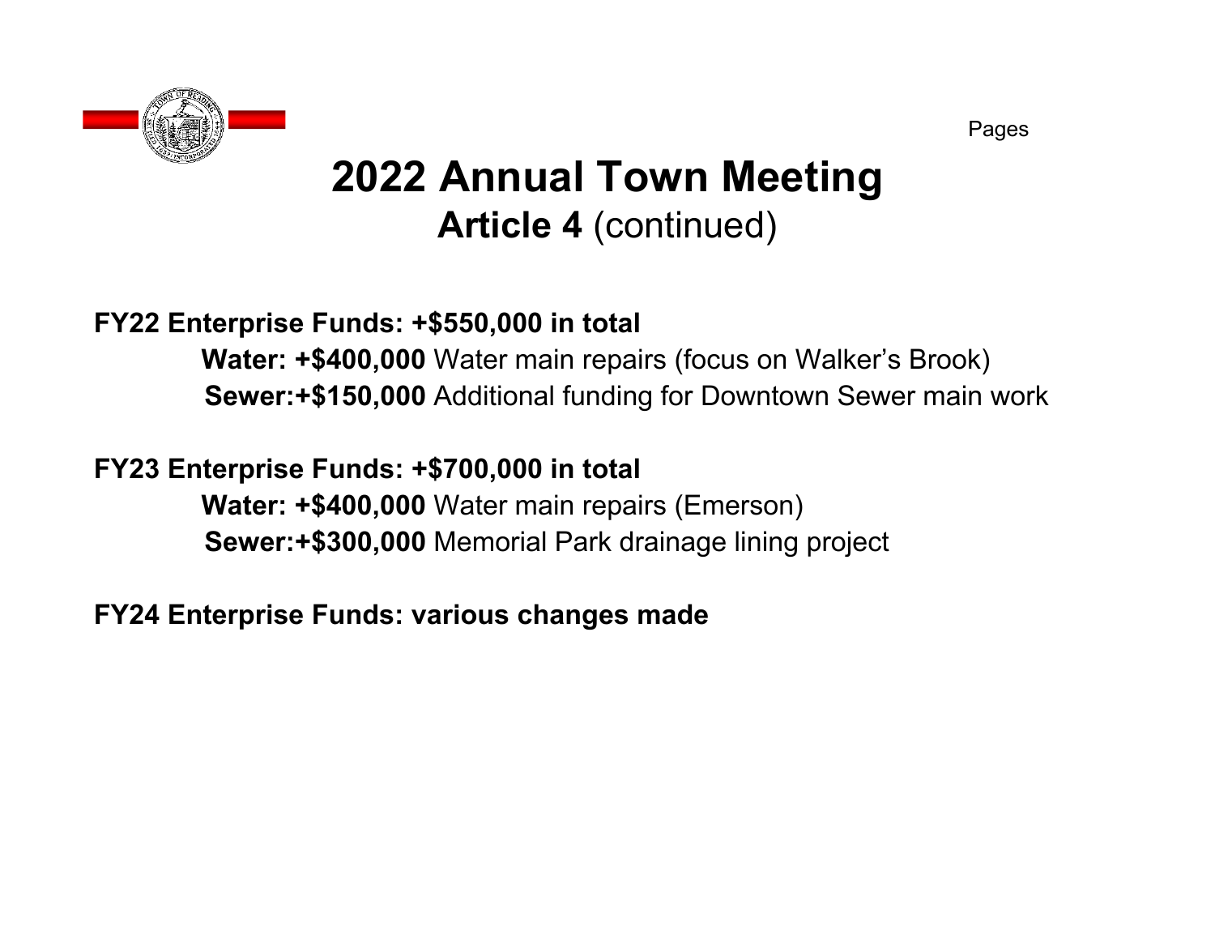Pages

# 2022 Annual Town Meeting

## **Article 4** (continued)

**FY22 Enterprise Funds: +$550,000 in total**

- **Water: +$400,000** Water main repairs (focus on Walker's Brook)
- **Sewer:+$150,000** Additional funding for Downtown Sewer main work

**FY23 Enterprise Funds: +$700,000 in total**

- **Water: +$400,000** Water main repairs (Emerson)
- **Sewer:+$300,000** Memorial Park drainage lining project

**FY24 Enterprise Funds: various changes made**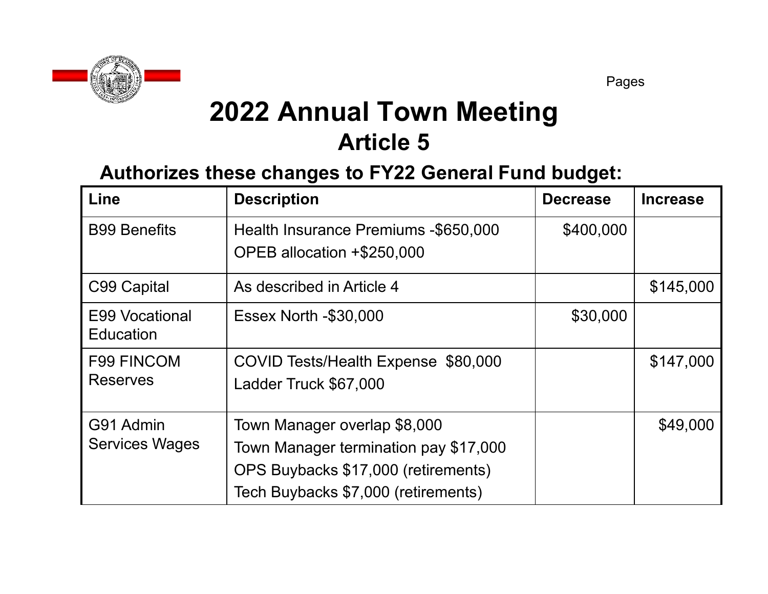Pages

# 2022 Annual Town Meeting

## Article 5

### Authorizes these changes to FY22 General Fund budget:

| Line | Description | Decrease | Increase |
|---|---|---|---|
| B99 Benefits | Health Insurance Premiums -$650,000<br>OPEB allocation +$250,000 | $400,000 | |
| C99 Capital | As described in Article 4 | | $145,000 |
| E99 Vocational Education | Essex North -$30,000 | $30,000 | |
| F99 FINCOM Reserves | COVID Tests/Health Expense $80,000<br>Ladder Truck $67,000 | | $147,000 |
| G91 Admin Services Wages | Town Manager overlap $8,000<br>Town Manager termination pay $17,000<br>OPS Buybacks $17,000 (retirements)<br>Tech Buybacks $7,000 (retirements) | | $49,000 |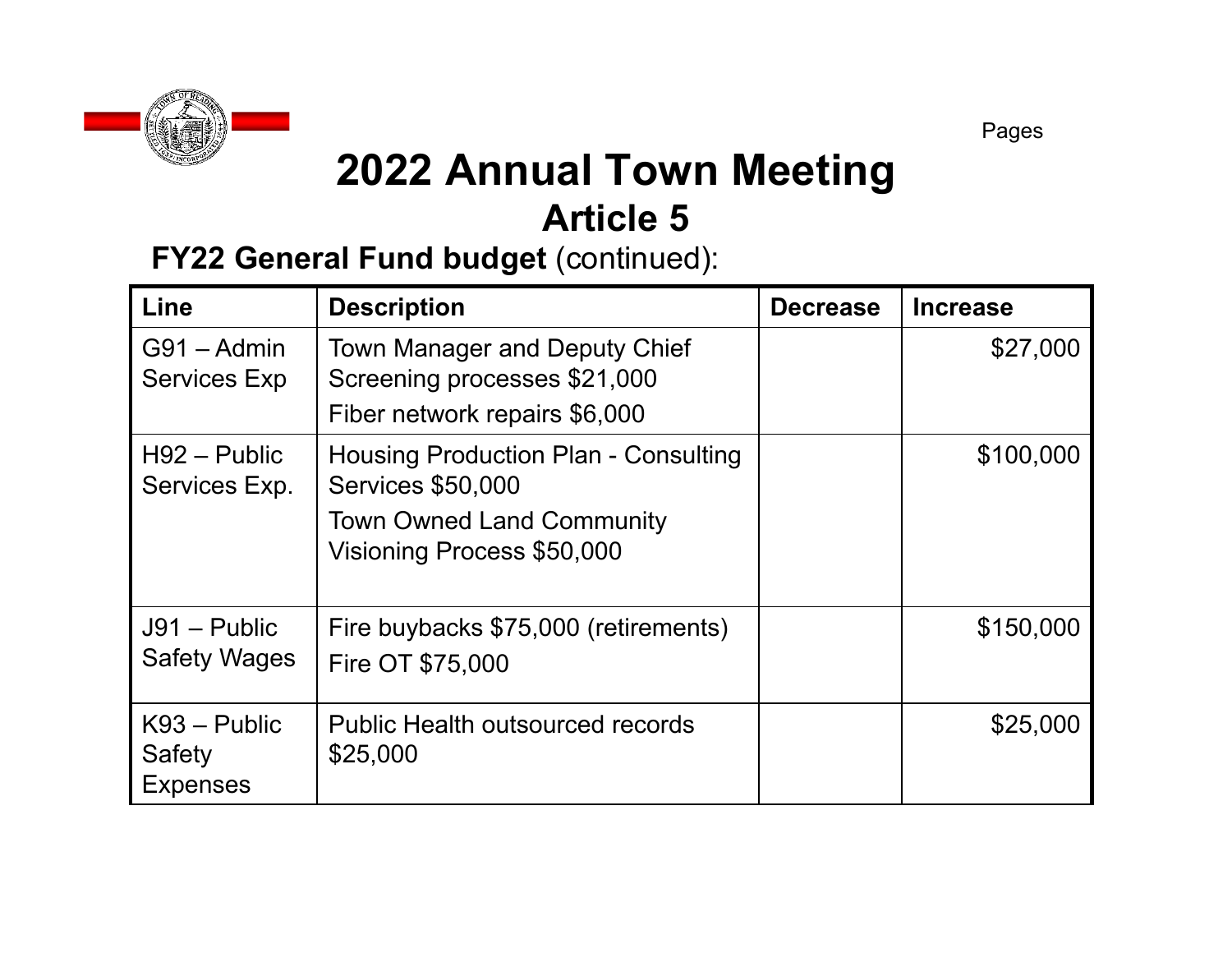Pages

# 2022 Annual Town Meeting

## Article 5

**FY22 General Fund budget** (continued):

| Line | Description | Decrease | Increase |
|---|---|---|---|
| G91 – Admin Services Exp | Town Manager and Deputy Chief Screening processes $21,000<br>Fiber network repairs $6,000 | | $27,000 |
| H92 – Public Services Exp. | Housing Production Plan - Consulting Services $50,000<br>Town Owned Land Community Visioning Process $50,000 | | $100,000 |
| J91 – Public Safety Wages | Fire buybacks $75,000 (retirements)<br>Fire OT $75,000 | | $150,000 |
| K93 – Public Safety Expenses | Public Health outsourced records $25,000 | | $25,000 |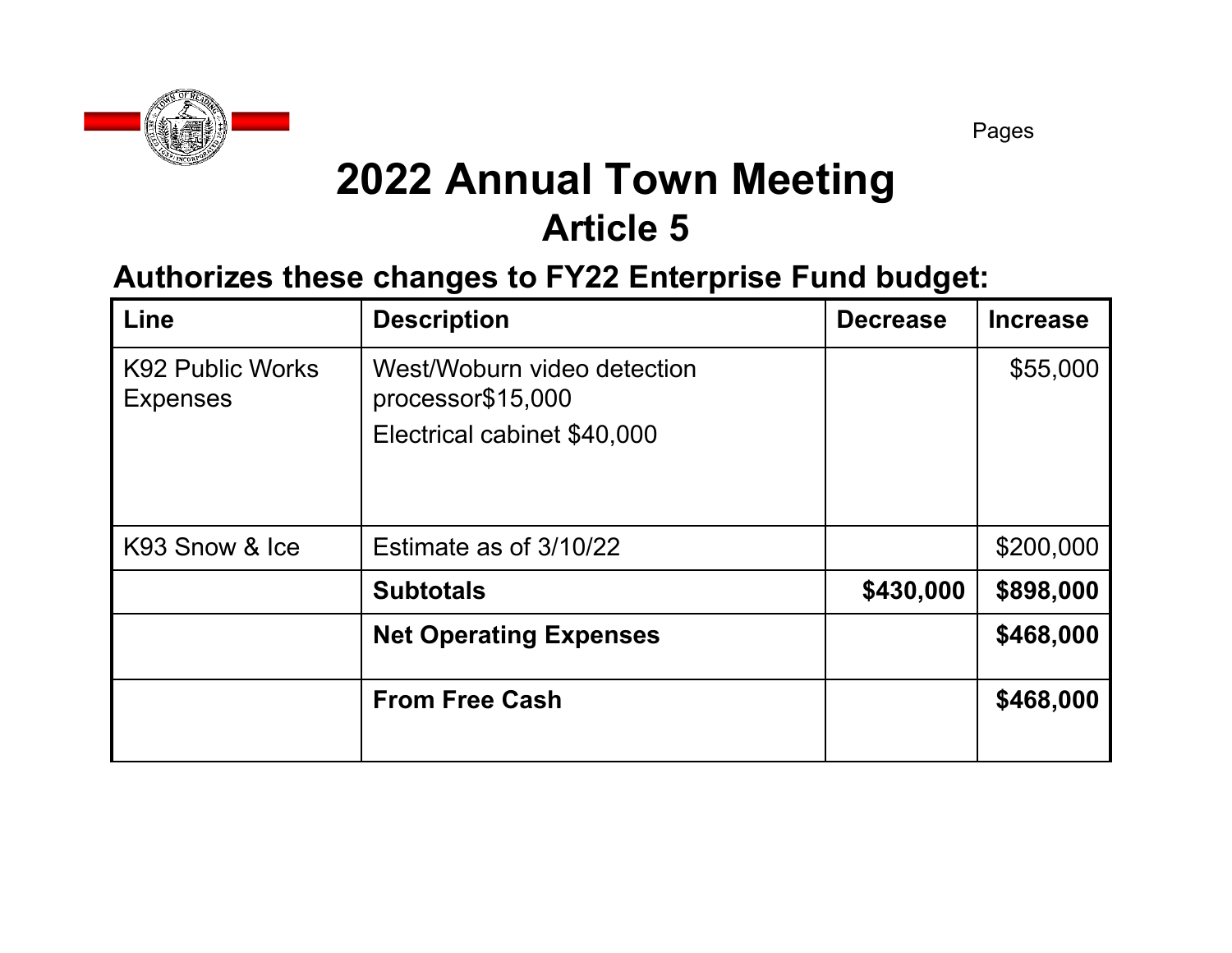Pages

# 2022 Annual Town Meeting

## Article 5

### Authorizes these changes to FY22 Enterprise Fund budget:

| Line | Description | Decrease | Increase |
|---|---|---|---|
| K92 Public Works Expenses | West/Woburn video detection processor$15,000<br>Electrical cabinet $40,000 | | $55,000 |
| K93 Snow & Ice | Estimate as of 3/10/22 | | $200,000 |
| | **Subtotals** | **$430,000** | **$898,000** |
| | **Net Operating Expenses** | | **$468,000** |
| | **From Free Cash** | | **$468,000** |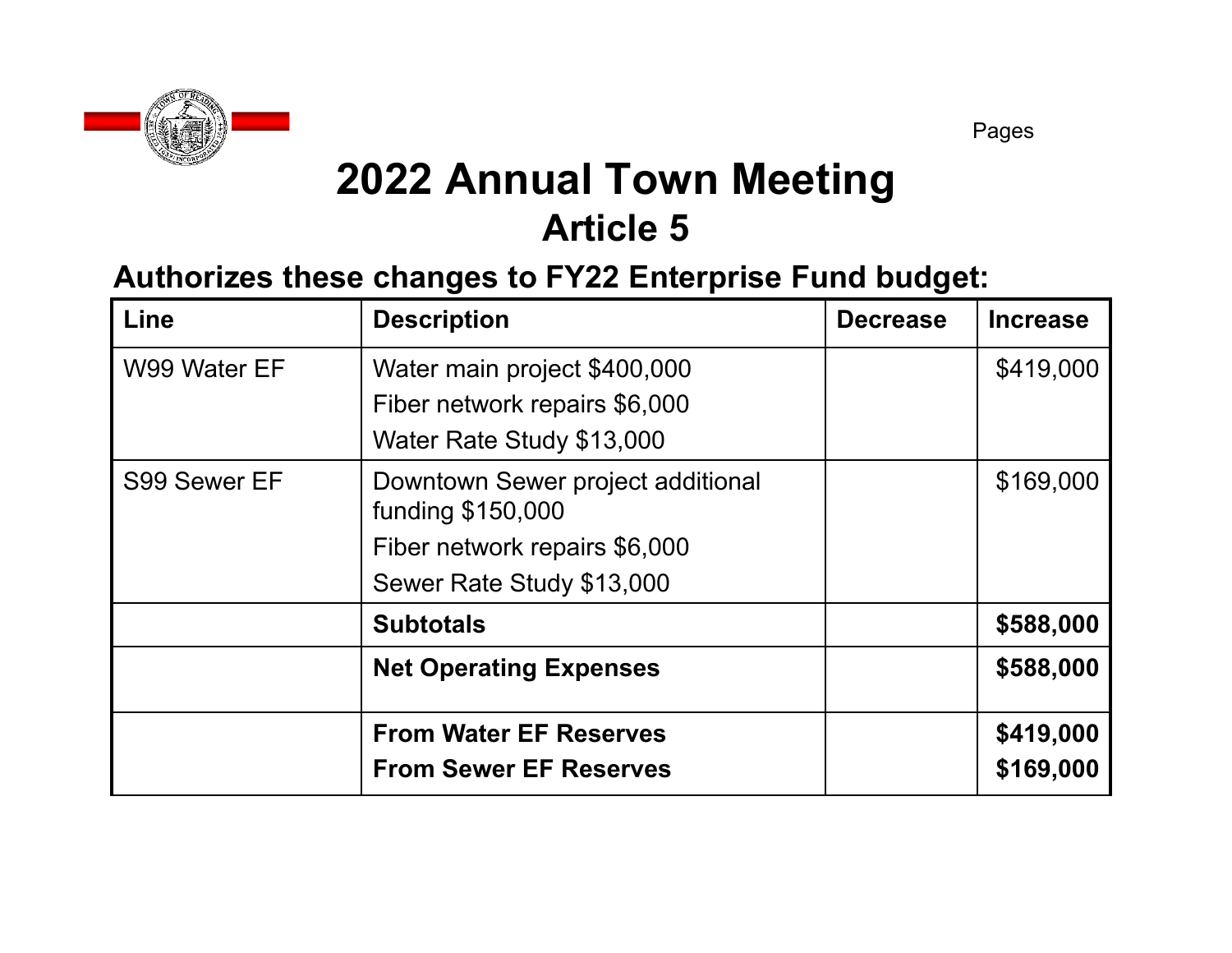Pages

# 2022 Annual Town Meeting

## Article 5

### Authorizes these changes to FY22 Enterprise Fund budget:

| Line | Description | Decrease | Increase |
|---|---|---|---|
| W99 Water EF | Water main project $400,000<br>Fiber network repairs $6,000<br>Water Rate Study $13,000 | | $419,000 |
| S99 Sewer EF | Downtown Sewer project additional funding $150,000<br>Fiber network repairs $6,000<br>Sewer Rate Study $13,000 | | $169,000 |
| | **Subtotals** | | **$588,000** |
| | **Net Operating Expenses** | | **$588,000** |
| | **From Water EF Reserves**<br>**From Sewer EF Reserves** | | **$419,000**<br>**$169,000** |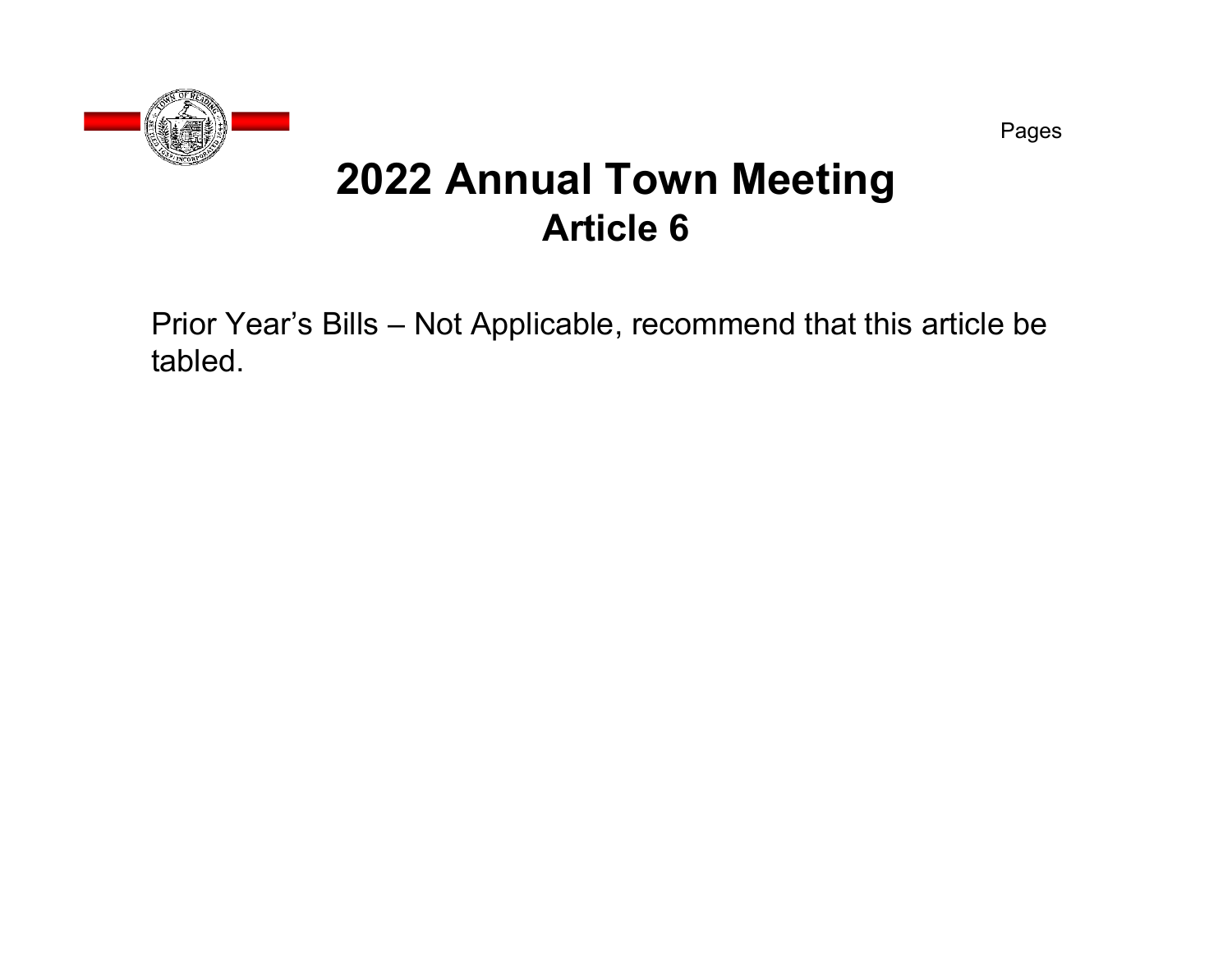Pages

# 2022 Annual Town Meeting

## Article 6

Prior Year's Bills – Not Applicable, recommend that this article be tabled.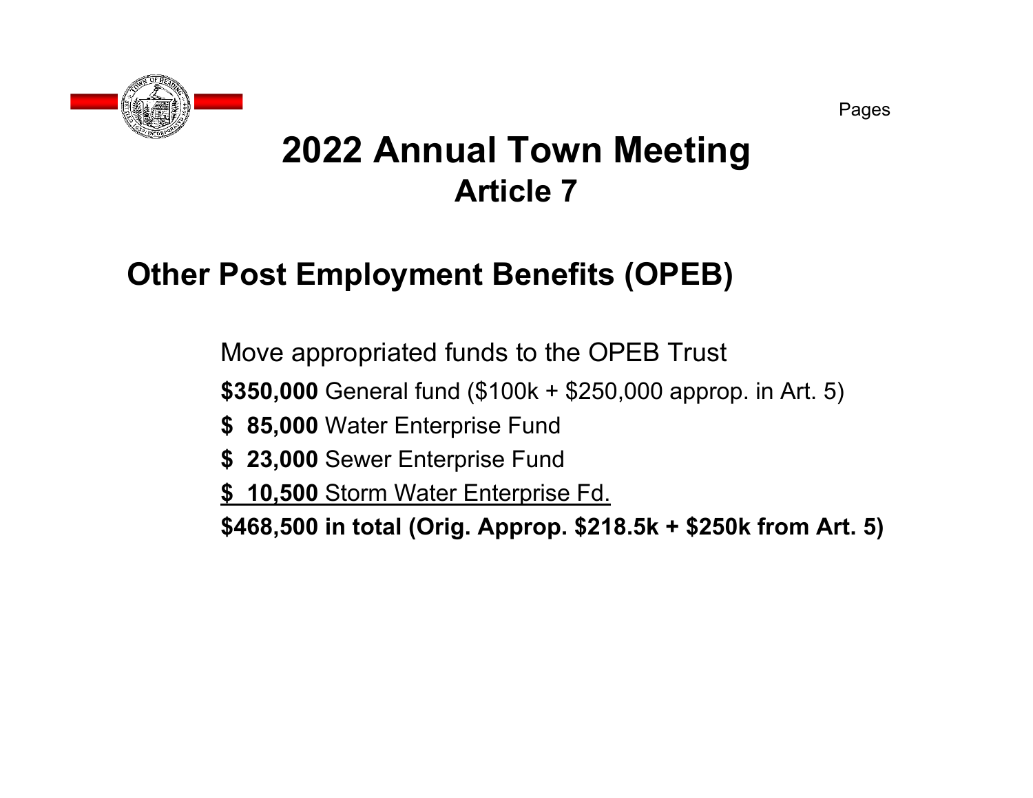Pages

# 2022 Annual Town Meeting
## Article 7

## Other Post Employment Benefits (OPEB)

Move appropriated funds to the OPEB Trust

**$350,000** General fund ($100k + $250,000 approp. in Art. 5)

**$ 85,000** Water Enterprise Fund

**$ 23,000** Sewer Enterprise Fund

**$ 10,500** Storm Water Enterprise Fd.

**$468,500 in total (Orig. Approp. $218.5k + $250k from Art. 5)**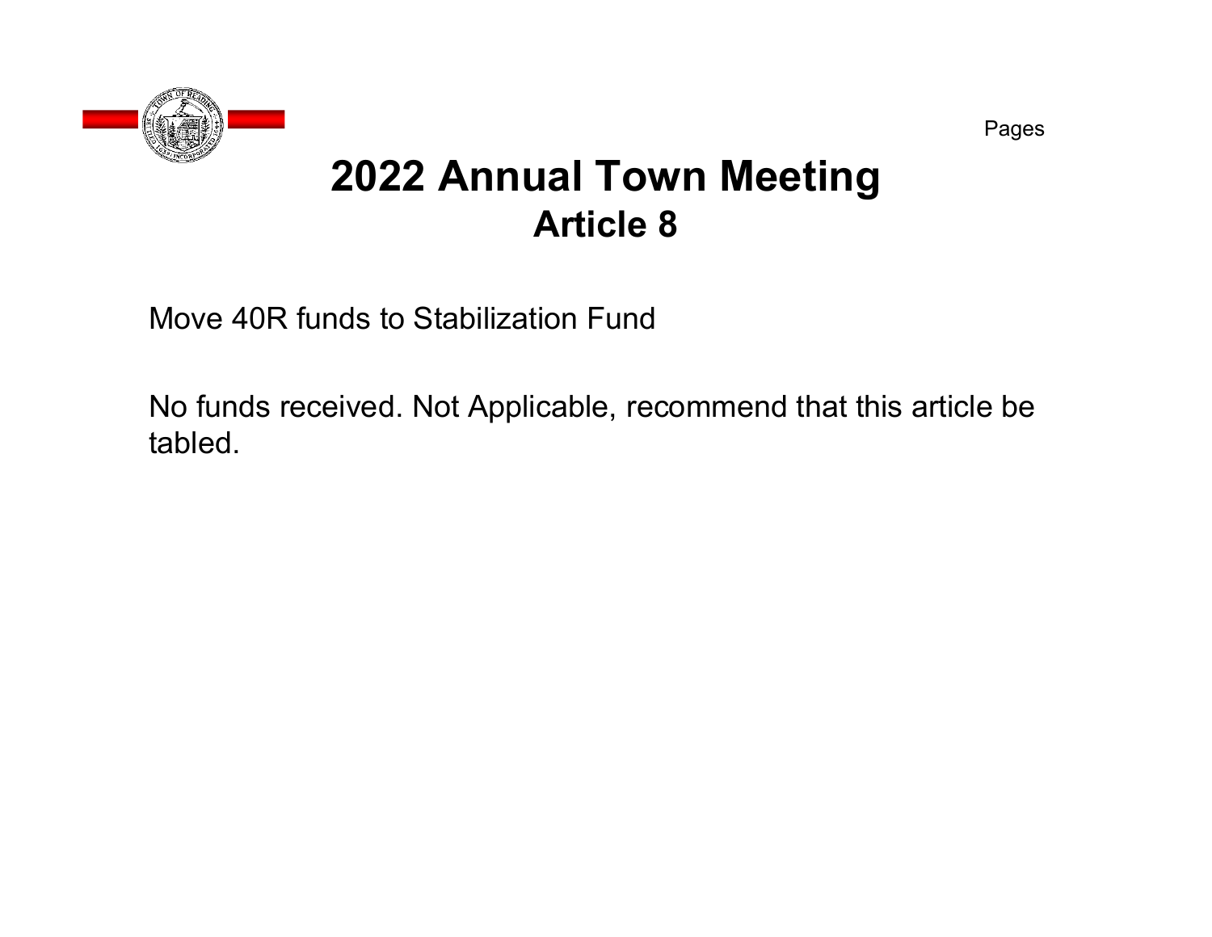Pages

# 2022 Annual Town Meeting

## Article 8

Move 40R funds to Stabilization Fund

No funds received. Not Applicable, recommend that this article be tabled.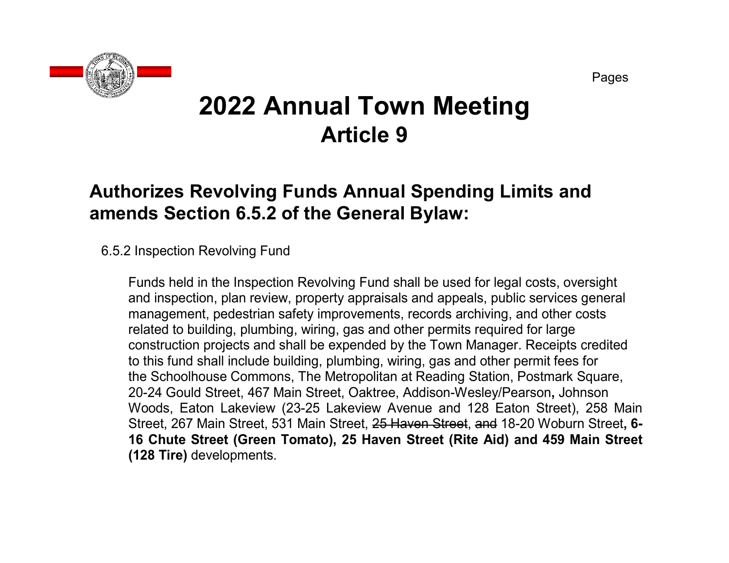Pages

# 2022 Annual Town Meeting

## Article 9

### Authorizes Revolving Funds Annual Spending Limits and amends Section 6.5.2 of the General Bylaw:

6.5.2 Inspection Revolving Fund

Funds held in the Inspection Revolving Fund shall be used for legal costs, oversight and inspection, plan review, property appraisals and appeals, public services general management, pedestrian safety improvements, records archiving, and other costs related to building, plumbing, wiring, gas and other permits required for large construction projects and shall be expended by the Town Manager. Receipts credited to this fund shall include building, plumbing, wiring, gas and other permit fees for the Schoolhouse Commons, The Metropolitan at Reading Station, Postmark Square, 20-24 Gould Street, 467 Main Street, Oaktree, Addison-Wesley/Pearson**,** Johnson Woods, Eaton Lakeview (23-25 Lakeview Avenue and 128 Eaton Street), 258 Main Street, 267 Main Street, 531 Main Street, ~~25 Haven Street~~, ~~and~~ 18-20 Woburn Street**, 6-16 Chute Street (Green Tomato), 25 Haven Street (Rite Aid) and 459 Main Street (128 Tire)** developments.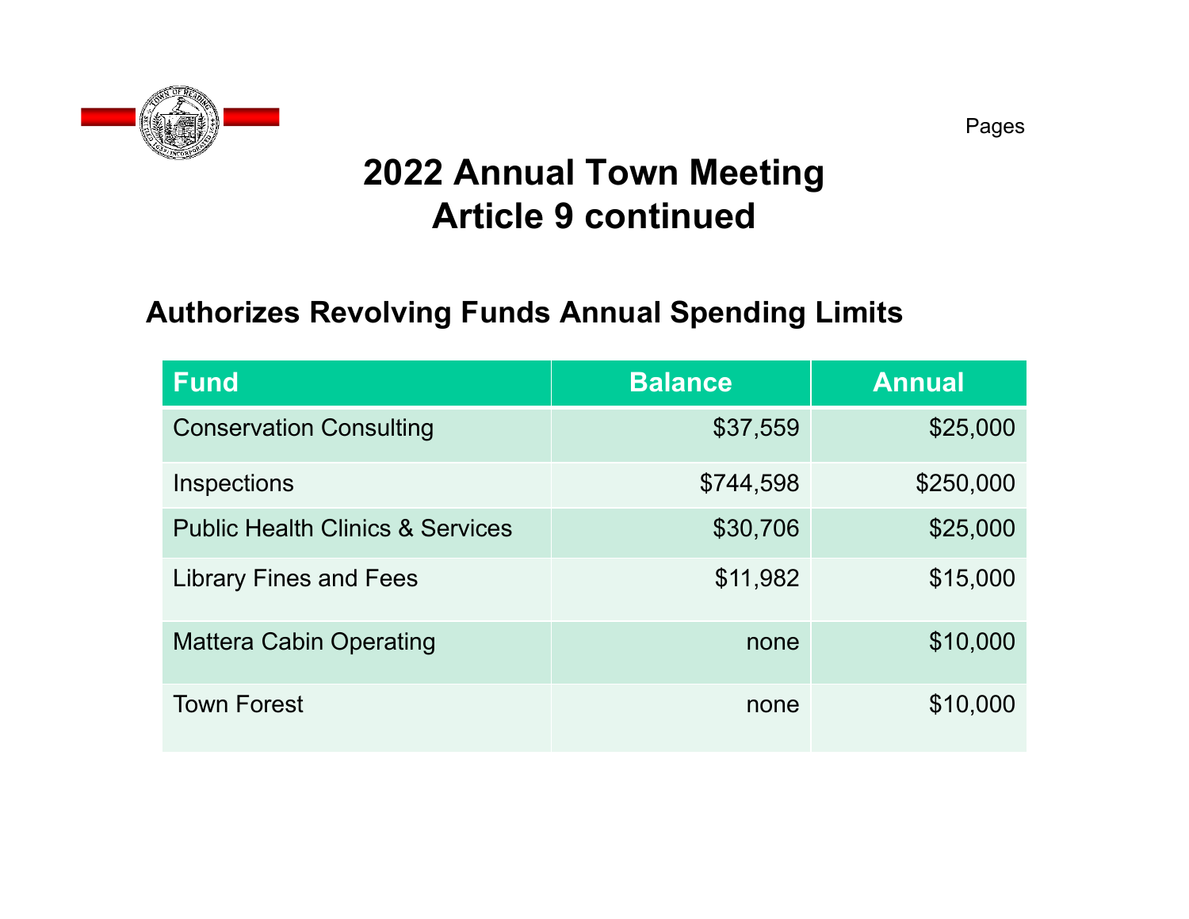Pages

# 2022 Annual Town Meeting
# Article 9 continued

## Authorizes Revolving Funds Annual Spending Limits

| Fund | Balance | Annual |
|---|---:|---:|
| Conservation Consulting | $37,559 | $25,000 |
| Inspections | $744,598 | $250,000 |
| Public Health Clinics & Services | $30,706 | $25,000 |
| Library Fines and Fees | $11,982 | $15,000 |
| Mattera Cabin Operating | none | $10,000 |
| Town Forest | none | $10,000 |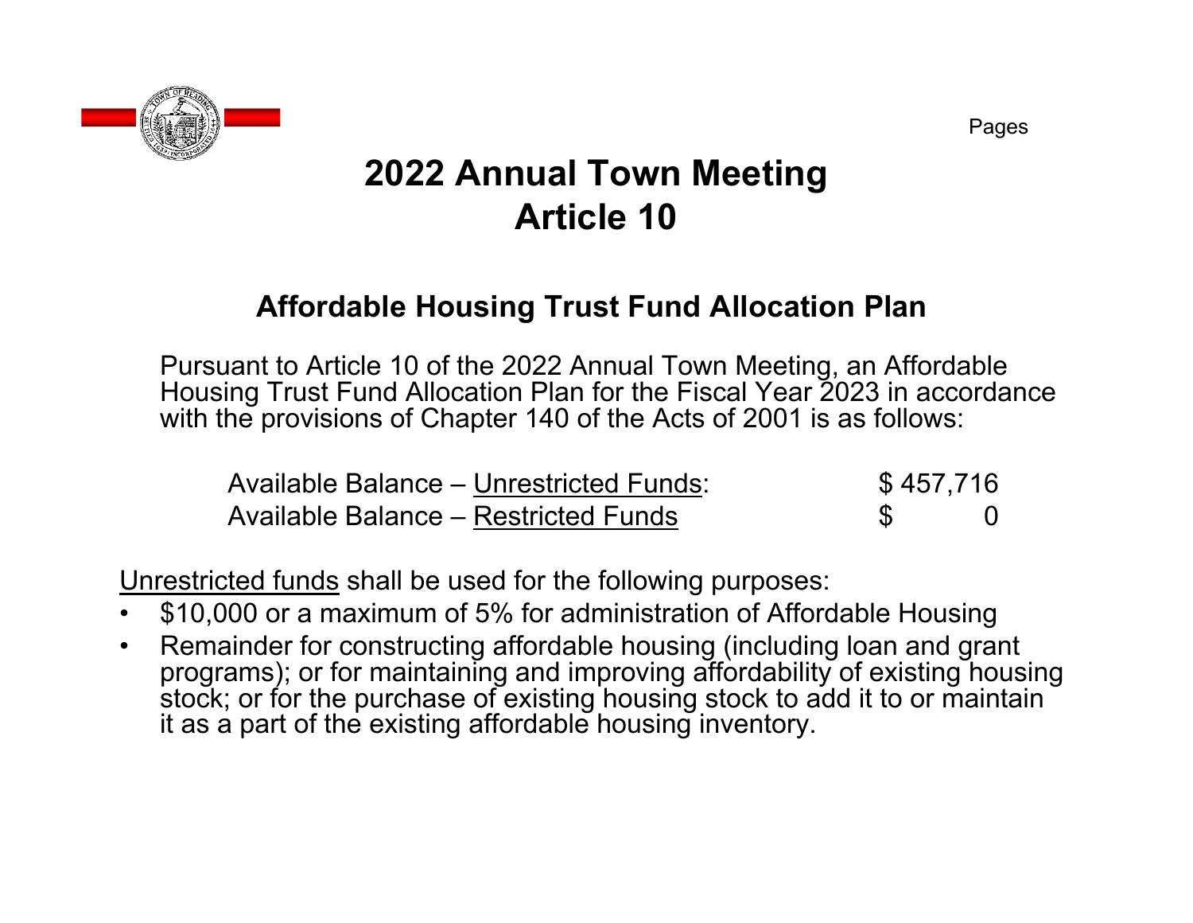Pages

# 2022 Annual Town Meeting
# Article 10

## Affordable Housing Trust Fund Allocation Plan

Pursuant to Article 10 of the 2022 Annual Town Meeting, an Affordable Housing Trust Fund Allocation Plan for the Fiscal Year 2023 in accordance with the provisions of Chapter 140 of the Acts of 2001 is as follows:

| | |
|---|---|
| Available Balance – Unrestricted Funds: | $ 457,716 |
| Available Balance – Restricted Funds | $ 0 |

Unrestricted funds shall be used for the following purposes:

- $10,000 or a maximum of 5% for administration of Affordable Housing
- Remainder for constructing affordable housing (including loan and grant programs); or for maintaining and improving affordability of existing housing stock; or for the purchase of existing housing stock to add it to or maintain it as a part of the existing affordable housing inventory.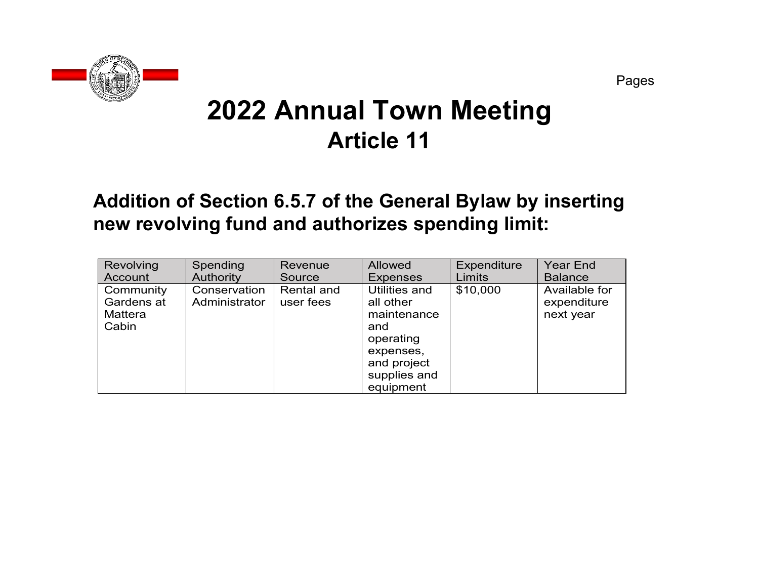Pages

# 2022 Annual Town Meeting

## Article 11

### Addition of Section 6.5.7 of the General Bylaw by inserting new revolving fund and authorizes spending limit:

| Revolving Account | Spending Authority | Revenue Source | Allowed Expenses | Expenditure Limits | Year End Balance |
|---|---|---|---|---|---|
| Community Gardens at Mattera Cabin | Conservation Administrator | Rental and user fees | Utilities and all other maintenance and operating expenses, and project supplies and equipment | $10,000 | Available for expenditure next year |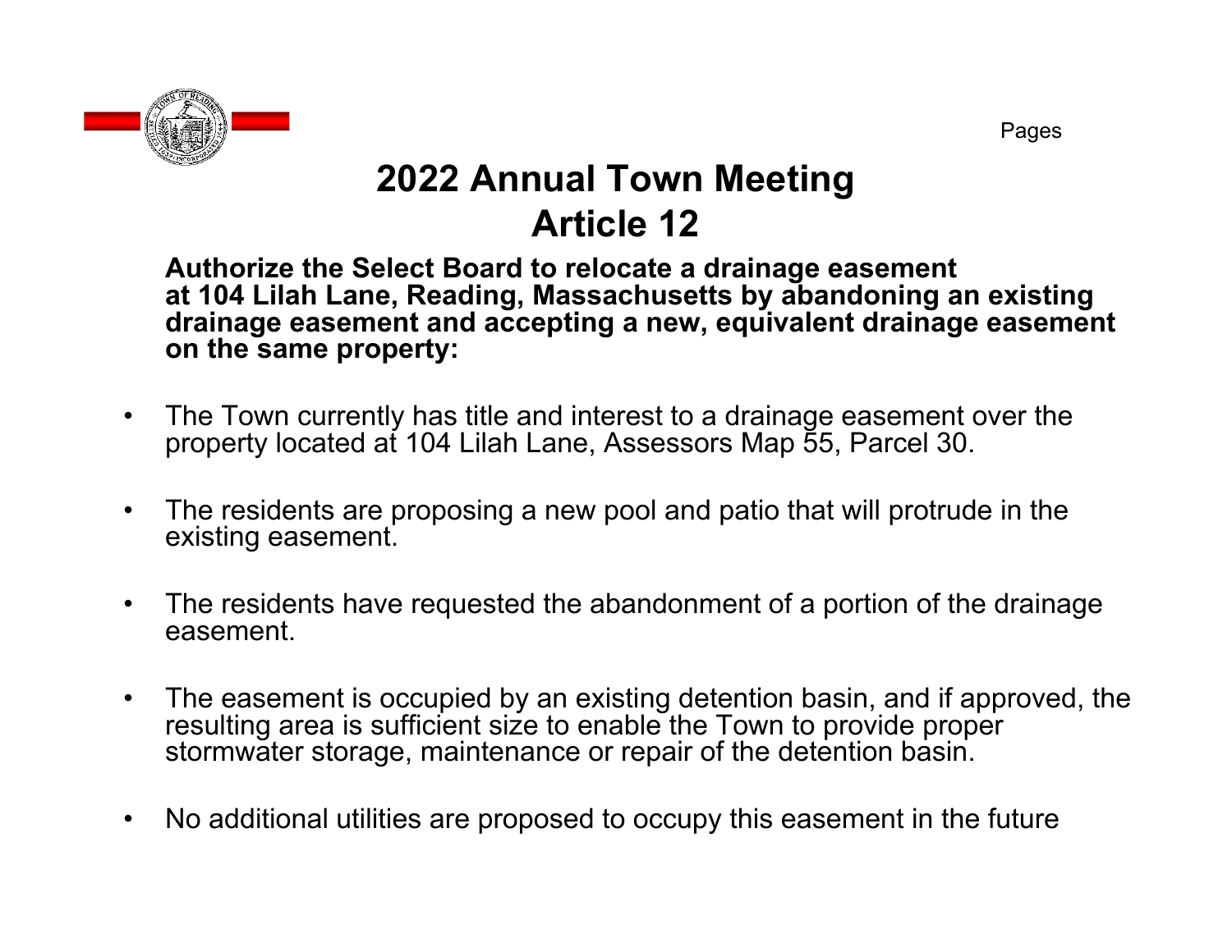Pages

# 2022 Annual Town Meeting
# Article 12

**Authorize the Select Board to relocate a drainage easement at 104 Lilah Lane, Reading, Massachusetts by abandoning an existing drainage easement and accepting a new, equivalent drainage easement on the same property:**

- The Town currently has title and interest to a drainage easement over the property located at 104 Lilah Lane, Assessors Map 55, Parcel 30.
- The residents are proposing a new pool and patio that will protrude in the existing easement.
- The residents have requested the abandonment of a portion of the drainage easement.
- The easement is occupied by an existing detention basin, and if approved, the resulting area is sufficient size to enable the Town to provide proper stormwater storage, maintenance or repair of the detention basin.
- No additional utilities are proposed to occupy this easement in the future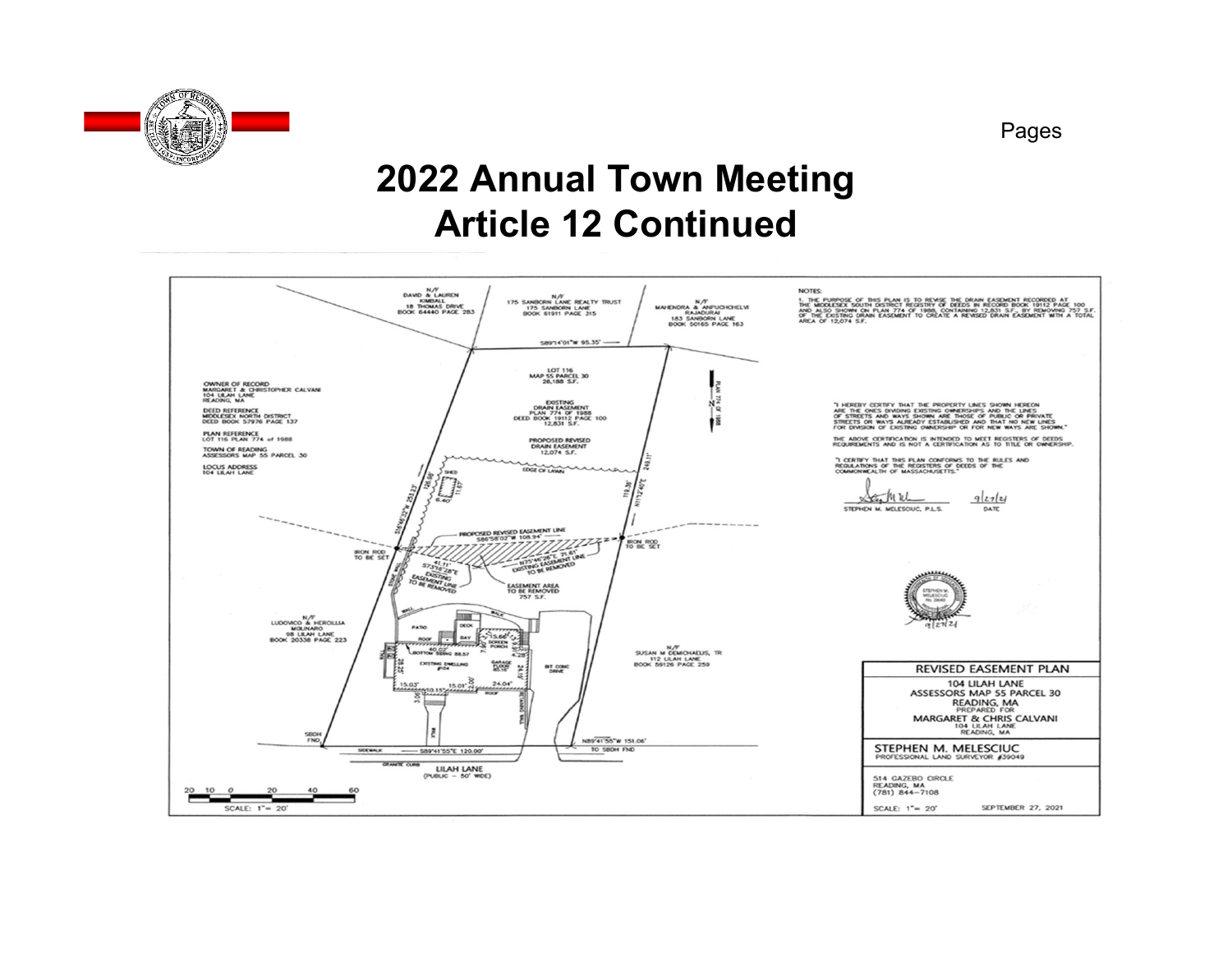Pages

# 2022 Annual Town Meeting
# Article 12 Continued

NOTES:
1. THE PURPOSE OF THIS PLAN IS TO REVISE THE DRAIN EASEMENT RECORDED AT THE MIDDLESEX SOUTH DISTRICT REGISTRY OF DEEDS IN RECORD BOOK 19112 PAGE 100 AND ALSO SHOWN ON PLAN 774 OF 1988, CONTAINING 12,831 S.F., BY REMOVING 757 S.F. OF THE EXISTING DRAIN EASEMENT TO CREATE A REVISED DRAIN EASEMENT WITH A TOTAL AREA OF 12,074 S.F.

"I HEREBY CERTIFY THAT THE PROPERTY LINES SHOWN HEREON ARE THE ONES DIVIDING EXISTING OWNERSHIPS AND THE LINES OF STREETS AND WAYS SHOWN ARE THOSE OF PUBLIC OR PRIVATE STREETS OR WAYS ALREADY ESTABLISHED AND THAT NO NEW LINES FOR DIVISION OF EXISTING OWNERSHIP OR FOR NEW WAYS ARE SHOWN."

THE ABOVE CERTIFICATION IS INTENDED TO MEET REGISTERS OF DEEDS REQUIREMENTS AND IS NOT A CERTIFICATION AS TO TITLE OR OWNERSHIP.

"I CERTIFY THAT THIS PLAN CONFORMS TO THE RULES AND REGULATIONS OF THE REGISTERS OF DEEDS OF THE COMMONWEALTH OF MASSACHUSETTS."

STEPHEN M. MELESCIUC, P.L.S. — DATE 9/27/21

OWNER OF RECORD
MARGARET & CHRISTOPHER CALVANI
104 LILAH LANE
READING, MA

DEED REFERENCE
MIDDLESEX NORTH DISTRICT
DEED BOOK 57976 PAGE 137

PLAN REFERENCE
LOT 116 PLAN 774 of 1988

TOWN OF READING
ASSESSORS MAP 55 PARCEL 30

LOCUS ADDRESS
104 LILAH LANE

N/F DAVID & LAUREN KIMBALL, 18 THOMAS DRIVE, BOOK 64440 PAGE 283

N/F 175 SANBORN LANE REALTY TRUST, 175 SANBORN LANE, BOOK 61911 PAGE 315

N/F MAHENDRA & ANPUCHCHELVI RAJADURAI, 183 SANBORN LANE, BOOK 50165 PAGE 163

N/F LUDOVICO & HEROILLIA MOLINARO, 98 LILAH LANE, BOOK 20338 PAGE 223

N/F SUSAN M DEMICHAELIS, TR, 112 LILAH LANE, BOOK 59126 PAGE 259

LOT 116
MAP 55 PARCEL 30
26,188 S.F.

EXISTING DRAIN EASEMENT
PLAN 774 OF 1988
DEED BOOK 19112 PAGE 100
12,831 S.F.

PROPOSED REVISED DRAIN EASEMENT
12,074 S.F.

PROPOSED REVISED EASEMENT LINE S86°58'02"W 108.94'

N75°46'26"E 71.61' EXISTING EASEMENT LINE TO BE REMOVED

41.11' S73°18'28"E EXISTING EASEMENT LINE TO BE REMOVED

EASEMENT AREA TO BE REMOVED 757 S.F.

S89°14'01"W 95.35'
S16°46'12"W 253.23'
N11°12'40"E 249.11'
S89°41'55"E 120.00'
N89°41'55"W 151.06' TO SBDH FND

IRON ROD TO BE SET

LILAH LANE (PUBLIC – 50' WIDE)

SCALE: 1"= 20'

REVISED EASEMENT PLAN
104 LILAH LANE
ASSESSORS MAP 55 PARCEL 30
READING, MA
PREPARED FOR
MARGARET & CHRIS CALVANI
104 LILAH LANE
READING, MA

STEPHEN M. MELESCIUC
PROFESSIONAL LAND SURVEYOR #39049

514 GAZEBO CIRCLE
READING, MA
(781) 844-7108

SCALE: 1"= 20' — SEPTEMBER 27, 2021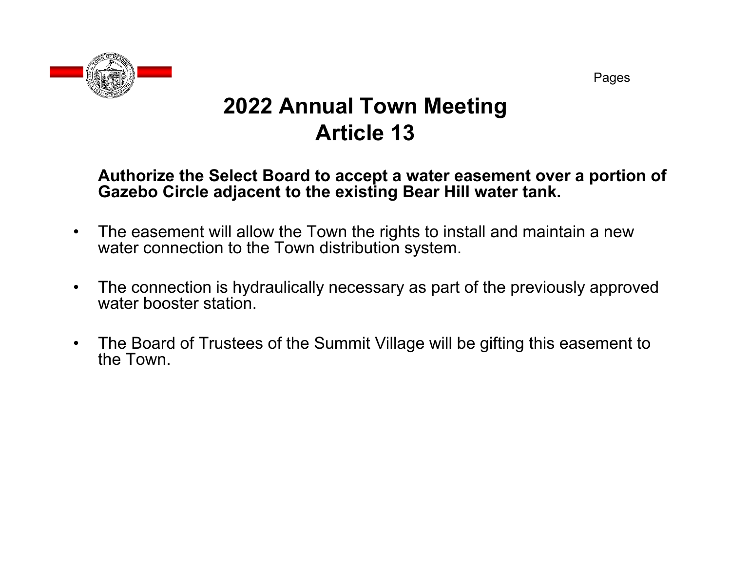Pages

# 2022 Annual Town Meeting
# Article 13

**Authorize the Select Board to accept a water easement over a portion of Gazebo Circle adjacent to the existing Bear Hill water tank.**

- The easement will allow the Town the rights to install and maintain a new water connection to the Town distribution system.
- The connection is hydraulically necessary as part of the previously approved water booster station.
- The Board of Trustees of the Summit Village will be gifting this easement to the Town.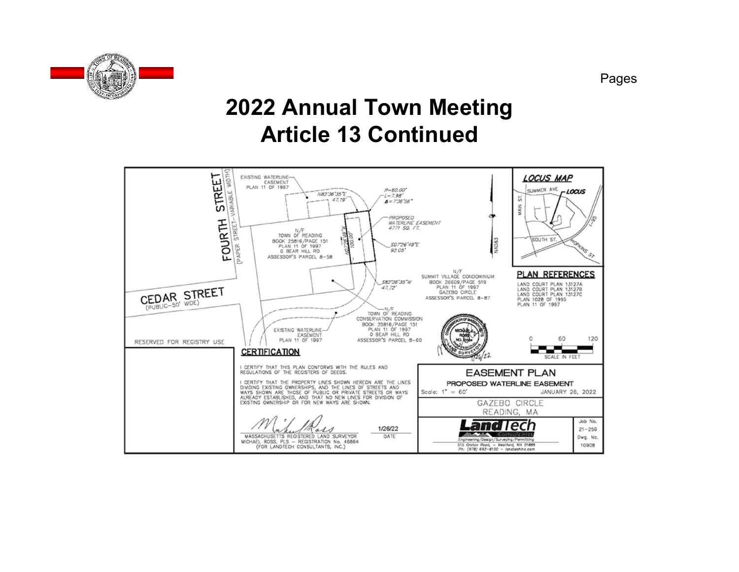Pages

# 2022 Annual Town Meeting
# Article 13 Continued

FOURTH STREET (PAPER STREET–VARIABLE WIDTH)

CEDAR STREET (PUBLIC–50' WIDE)

EXISTING WATERLINE EASEMENT PLAN 11 OF 1997

N82°36'35"E 47.19'

R=60.00'
L=7.98'
Δ=7°36'56"

PROPOSED WATERLINE EASEMENT 4771 SQ. FT.

N/F
TOWN OF READING
BOOK 25816/PAGE 151
PLAN 11 OF 1997
0 BEAR HILL RD
ASSESSOR'S PARCEL 8–58

N07°26'49"W 100.00'

S07°26'49"E 92.05'

S82°36'35"W 47.72'

N/F
SUMMIT VILLAGE CONDOMINIUM
BOOK 26609/PAGE 519
PLAN 11 OF 1997
GAZEBO CIRCLE
ASSESSOR'S PARCEL 8–87

N/F
TOWN OF READING
CONSERVATION COMMISSION
BOOK 25816/PAGE 151
PLAN 11 OF 1997
0 BEAR HILL RD
ASSESSOR'S PARCEL 8–60

EXISTING WATERLINE EASEMENT PLAN 11 OF 1997

NAD83

**LOCUS MAP**

SUMMER AVE — LOCUS — MAIN ST. — SOUTH ST. — HOPKINS ST — I-95

**PLAN REFERENCES**

LAND COURT PLAN 13127A
LAND COURT PLAN 13127B
LAND COURT PLAN 13127C
PLAN 1028 OF 1995
PLAN 11 OF 1997

0 60 120
SCALE IN FEET

RESERVED FOR REGISTRY USE

**CERTIFICATION**

I CERTIFY THAT THIS PLAN CONFORMS WITH THE RULES AND REGULATIONS OF THE REGISTERS OF DEEDS.

I CERTIFY THAT THE PROPERTY LINES SHOWN HEREON ARE THE LINES DIVIDING EXISTING OWNERSHIPS, AND THE LINES OF STREETS AND WAYS SHOWN ARE THOSE OF PUBLIC OR PRIVATE STREETS OR WAYS ALREADY ESTABLISHED, AND THAT NO NEW LINES FOR DIVISION OF EXISTING OWNERSHIP OR FOR NEW WAYS ARE SHOWN.

MASSACHUSETTS REGISTERED LAND SURVEYOR — 1/26/22 DATE
MICHAEL ROSS, PLS – REGISTRATION No. 46864
(FOR LANDTECH CONSULTANTS, INC.)

**EASEMENT PLAN**
PROPOSED WATERLINE EASEMENT
Scale: 1" = 60' — JANUARY 26, 2022
GAZEBO CIRCLE
READING, MA

LandTech Consultants
Engineering/Design/Surveying/Permitting
515 Groton Road, – Westford, MA 01886
Ph: (978) 692–6100 – landtechinc.com

Job No. 21–259
Dwg. No. 10908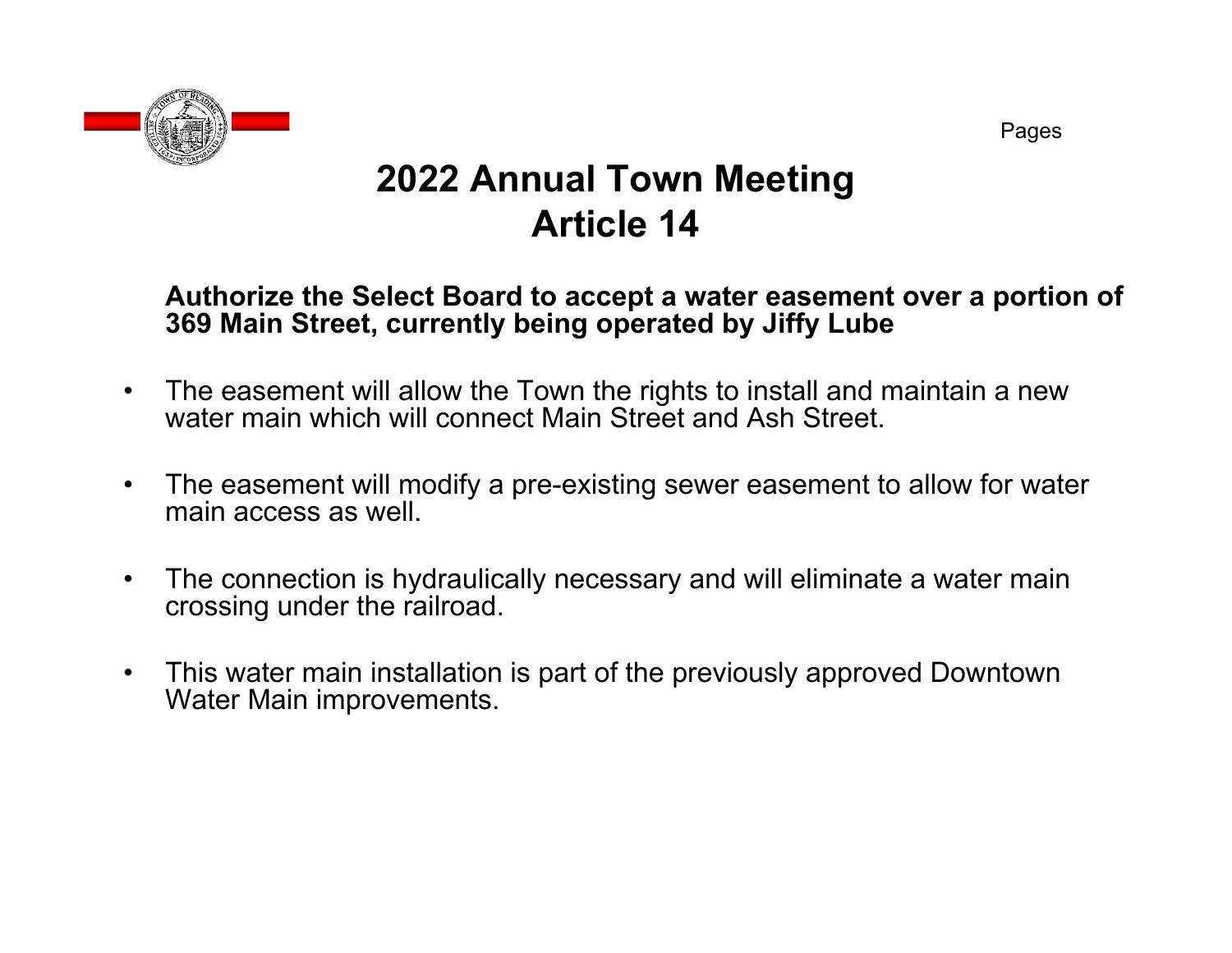Pages

# 2022 Annual Town Meeting
# Article 14

**Authorize the Select Board to accept a water easement over a portion of 369 Main Street, currently being operated by Jiffy Lube**

- The easement will allow the Town the rights to install and maintain a new water main which will connect Main Street and Ash Street.
- The easement will modify a pre-existing sewer easement to allow for water main access as well.
- The connection is hydraulically necessary and will eliminate a water main crossing under the railroad.
- This water main installation is part of the previously approved Downtown Water Main improvements.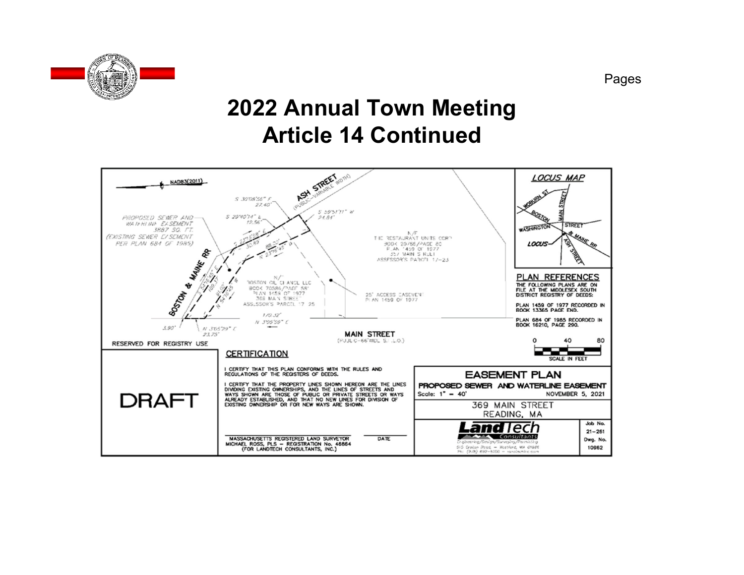Pages

# 2022 Annual Town Meeting
# Article 14 Continued

NAD83(2011)

PROPOSED SEWER AND WATERLINE EASEMENT 3887 SQ. FT. (EXISTING SEWER EASEMENT PER PLAN 684 OF 1985)

ASH STREET (PUBLIC-VARIABLE WIDTH)

S 30°08'56" E 27.40'

S 29°40'14" E 12.56'

S 59°51'11" W 24.84'

S 23°16'45" E 30.69'

88.20'

N 23°16'45" W

BOSTON & MAINE RR

S 54°16'45" E 109.17'

91.08'

N 54°16'45" W

3.90'

N 3°05'29" E 23.75'

1/0.32'

N 3°05'29" E

N/F
BOSTON OIL CHANGE LLC
BOOK 70586/PAGE 58
PLAN 1459 OF 1977
369 MAIN STREET
ASSESSOR'S PARCEL 17-25

N/F
THE RESTAURANT UNITS CORP
BOOK 20756/PAGE 80
PLAN 1459 OF 1977
357 MAIN STREET
ASSESSOR'S PARCEL 17-23

25' ACCESS EASEMENT
PLAN 1459 OF 1977

MAIN STREET
(PUBLIC-66' WIDE S.H.L.O.)

LOCUS MAP

WOBURN ST — MAIN STREET — BOSTON — WASHINGTON — STREET — & MAINE RR — ASH STREET — LOCUS

PLAN REFERENCES

THE FOLLOWING PLANS ARE ON FILE AT THE MIDDLESEX SOUTH DISTRICT REGISTRY OF DEEDS:

PLAN 1459 OF 1977 RECORDED IN BOOK 13365 PAGE END.

PLAN 684 OF 1985 RECORDED IN BOOK 16210, PAGE 290.

0 40 80

SCALE IN FEET

RESERVED FOR REGISTRY USE

DRAFT

CERTIFICATION

I CERTIFY THAT THIS PLAN CONFORMS WITH THE RULES AND REGULATIONS OF THE REGISTERS OF DEEDS.

I CERTIFY THAT THE PROPERTY LINES SHOWN HEREON ARE THE LINES DIVIDING EXISTING OWNERSHIPS, AND THE LINES OF STREETS AND WAYS SHOWN ARE THOSE OF PUBLIC OR PRIVATE STREETS OR WAYS ALREADY ESTABLISHED, AND THAT NO NEW LINES FOR DIVISION OF EXISTING OWNERSHIP OR FOR NEW WAYS ARE SHOWN.

MASSACHUSETTS REGISTERED LAND SURVEYOR
MICHAEL ROSS, PLS – REGISTRATION No. 48864
(FOR LANDTECH CONSULTANTS, INC.)

DATE

EASEMENT PLAN

PROPOSED SEWER AND WATERLINE EASEMENT

Scale: 1" = 40' NOVEMBER 5, 2021

369 MAIN STREET
READING, MA

LandTech Consultants
Engineering/Design/Surveying/Permitting
515 Groton Road – Westford, MA 01886
Ph: (978) 692-6100 – landtechinc.com

Job No. 21-261

Dwg. No. 10962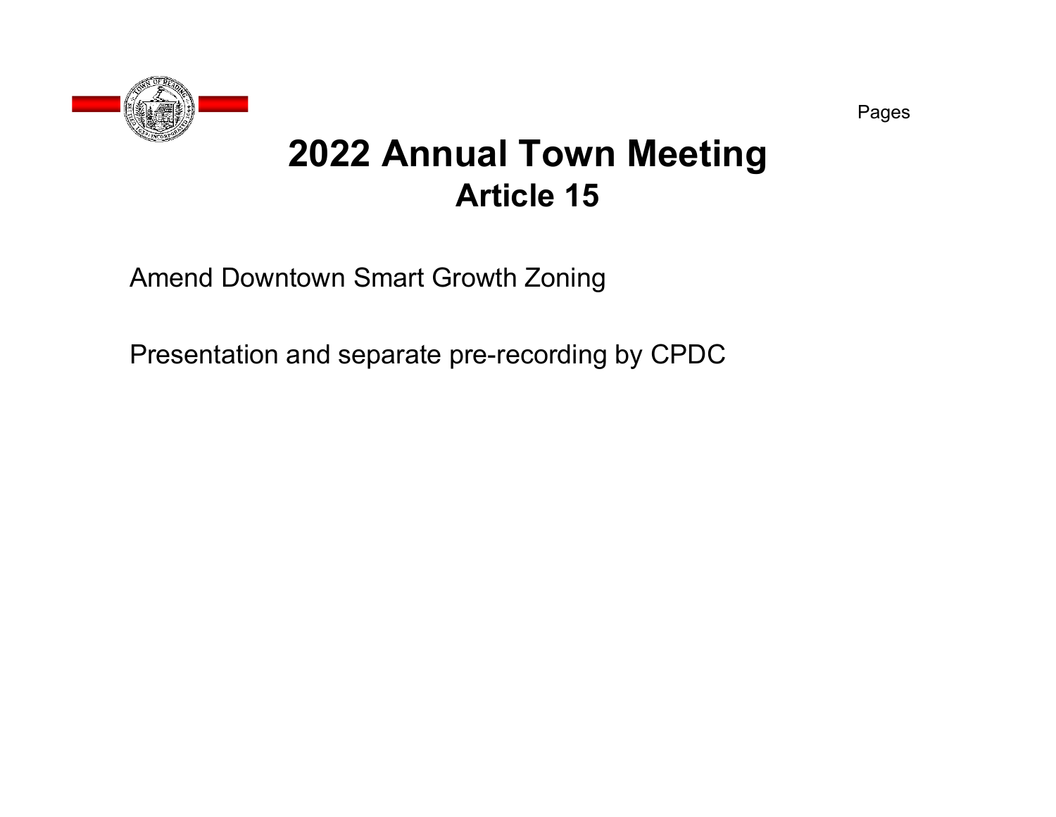Pages

# 2022 Annual Town Meeting
## Article 15

Amend Downtown Smart Growth Zoning

Presentation and separate pre-recording by CPDC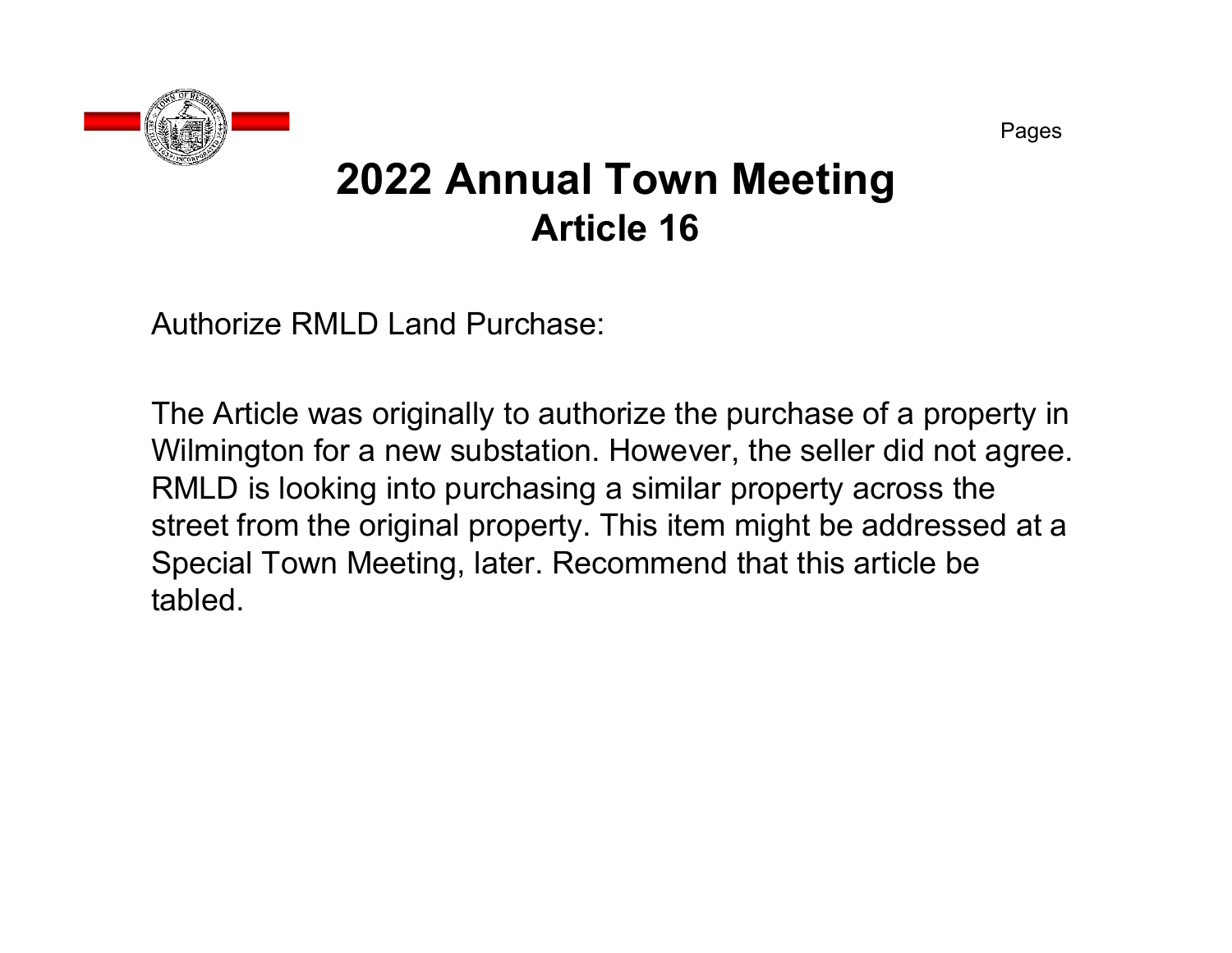# 2022 Annual Town Meeting
## Article 16

Authorize RMLD Land Purchase:

The Article was originally to authorize the purchase of a property in Wilmington for a new substation. However, the seller did not agree. RMLD is looking into purchasing a similar property across the street from the original property. This item might be addressed at a Special Town Meeting, later. Recommend that this article be tabled.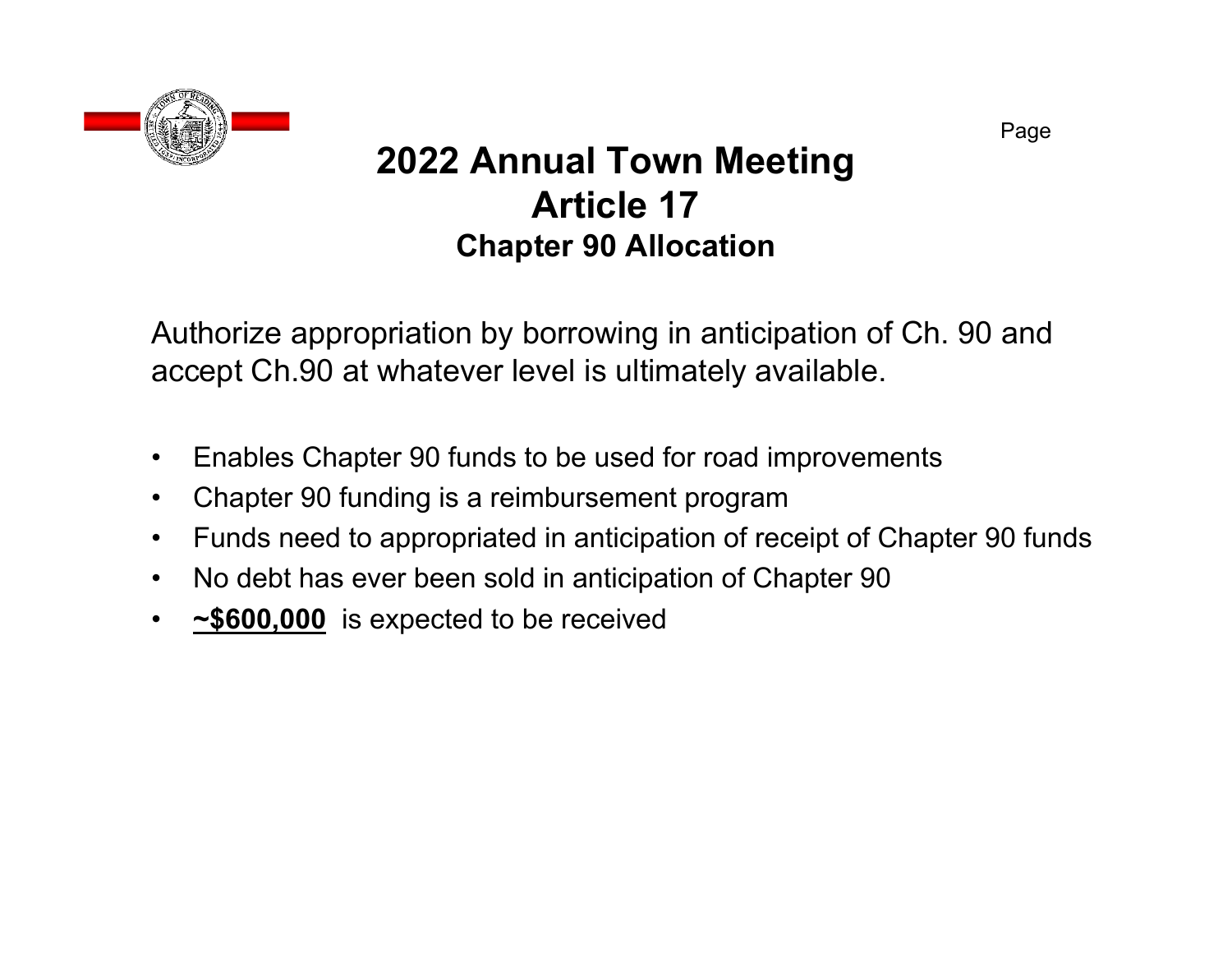# 2022 Annual Town Meeting
# Article 17
## Chapter 90 Allocation

Authorize appropriation by borrowing in anticipation of Ch. 90 and accept Ch.90 at whatever level is ultimately available.

- Enables Chapter 90 funds to be used for road improvements
- Chapter 90 funding is a reimbursement program
- Funds need to appropriated in anticipation of receipt of Chapter 90 funds
- No debt has ever been sold in anticipation of Chapter 90
- **~$600,000** is expected to be received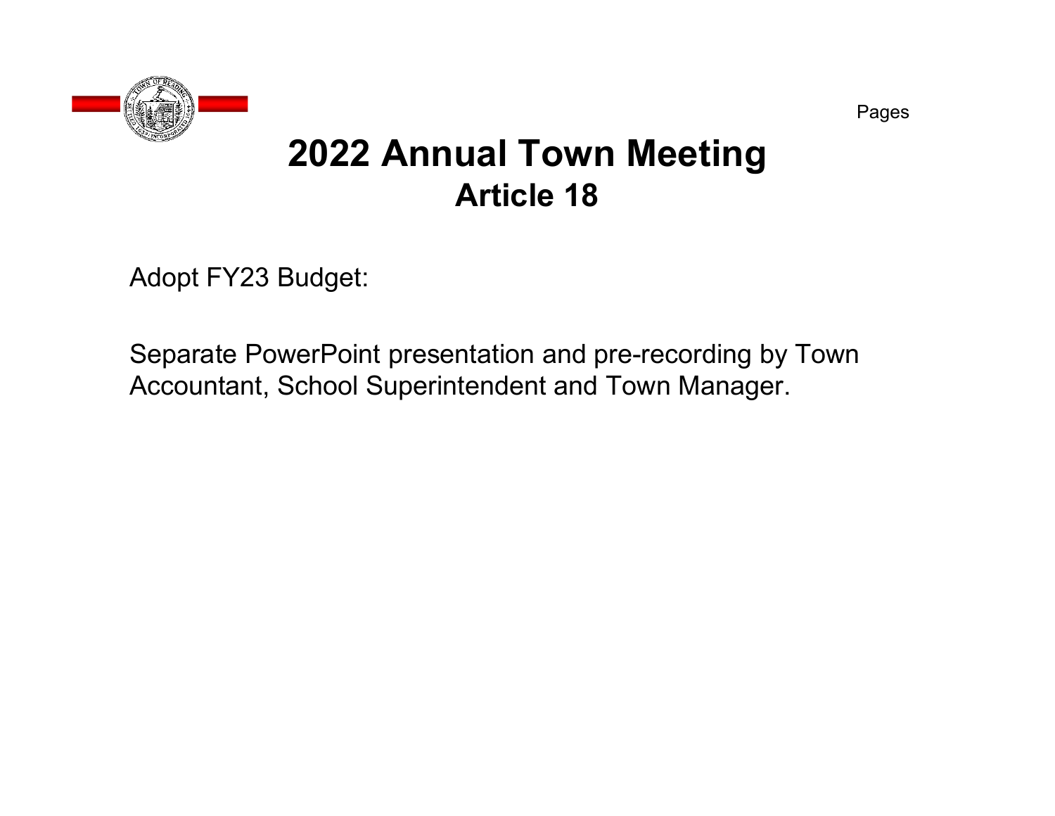Pages

# 2022 Annual Town Meeting
## Article 18

Adopt FY23 Budget:

Separate PowerPoint presentation and pre-recording by Town Accountant, School Superintendent and Town Manager.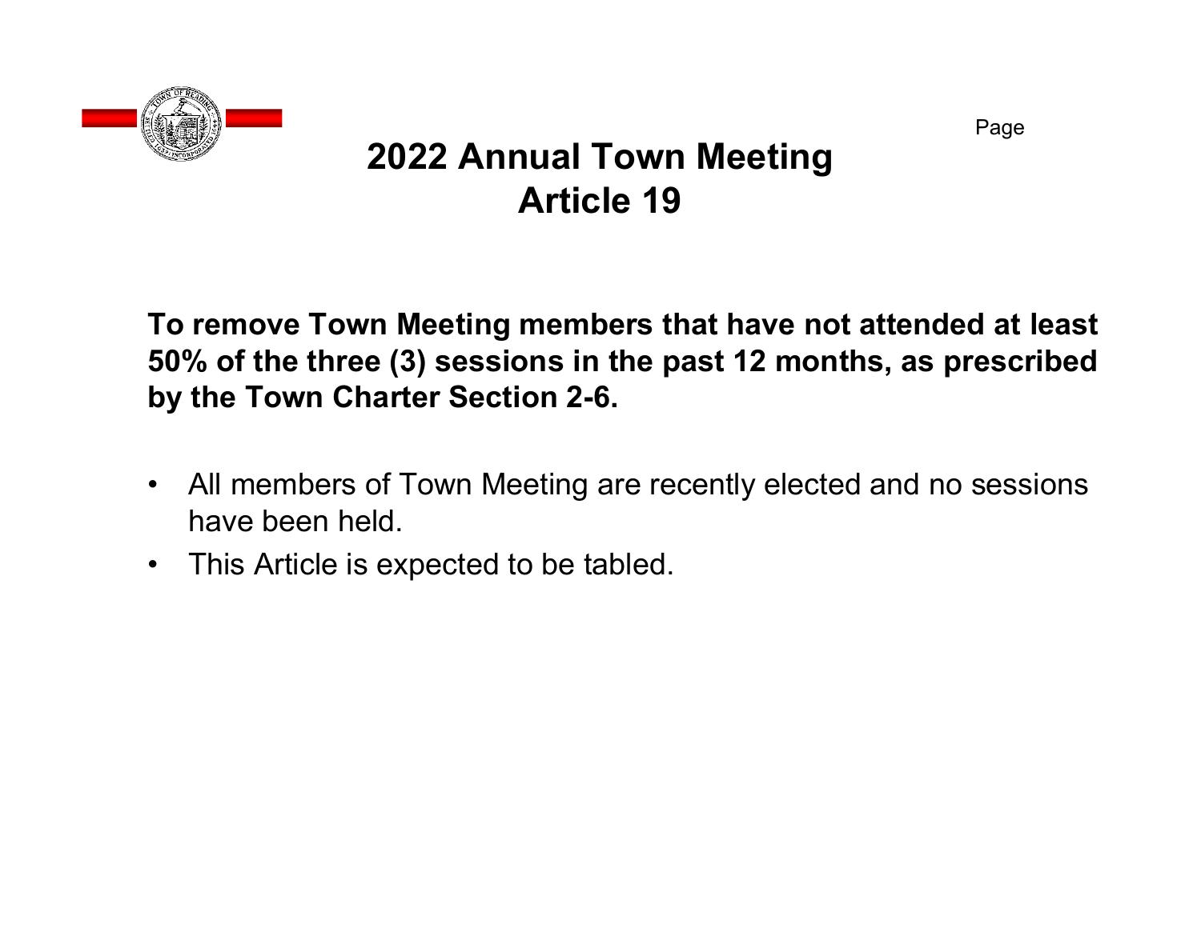# 2022 Annual Town Meeting
# Article 19

**To remove Town Meeting members that have not attended at least 50% of the three (3) sessions in the past 12 months, as prescribed by the Town Charter Section 2-6.**

- All members of Town Meeting are recently elected and no sessions have been held.
- This Article is expected to be tabled.